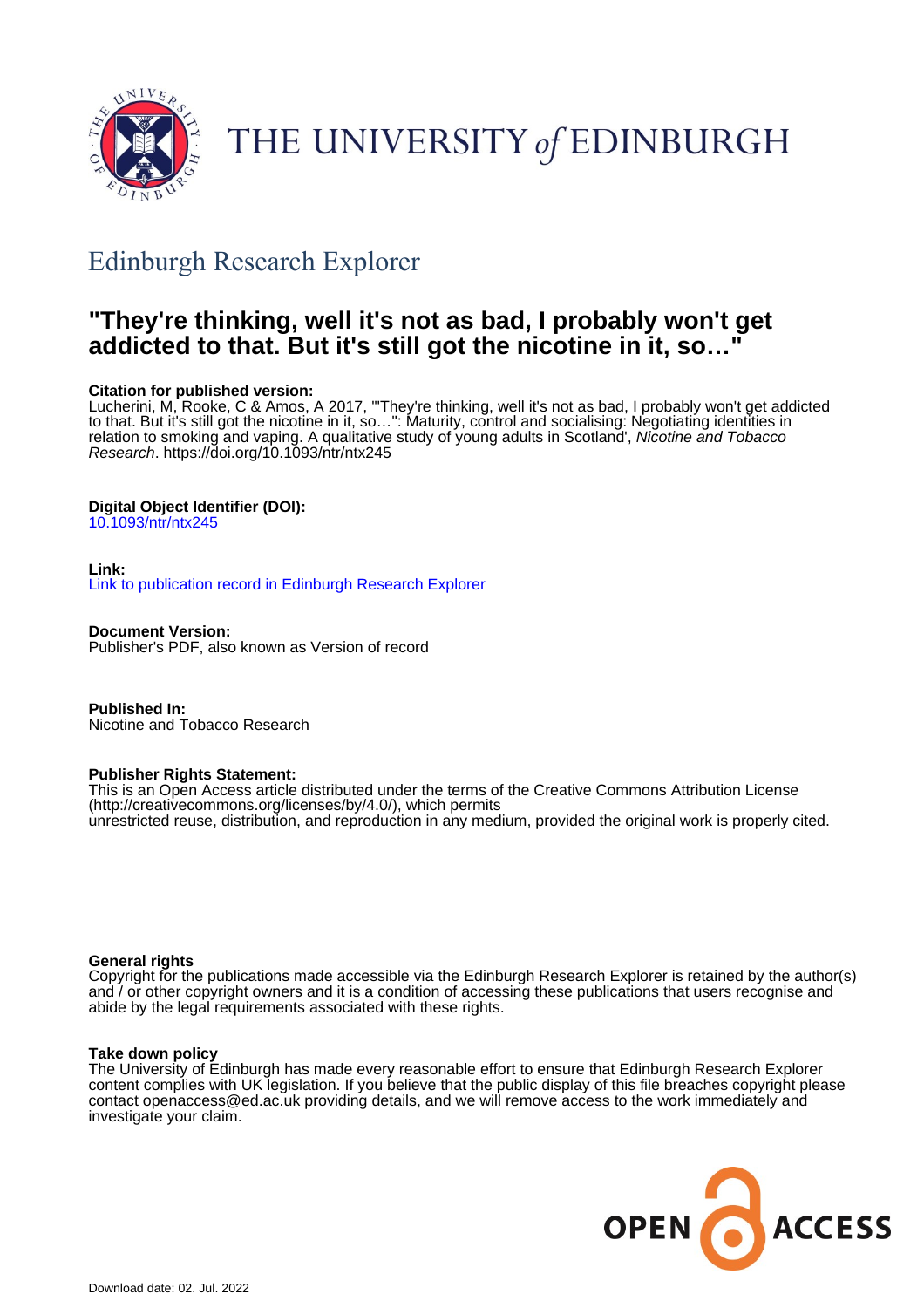# THE UNIVERSITY of EDINBURGH

## Edinburgh Research Explorer

# "They're thinking, well it's not as bad, I probably won't get addicted to that. But it's still got the nicotine in it, so…"

**Citation for published version:**
Lucherini, M, Rooke, C & Amos, A 2017, '"They're thinking, well it's not as bad, I probably won't get addicted to that. But it's still got the nicotine in it, so…": Maturity, control and socialising: Negotiating identities in relation to smoking and vaping. A qualitative study of young adults in Scotland', *Nicotine and Tobacco Research*. https://doi.org/10.1093/ntr/ntx245

**Digital Object Identifier (DOI):**
10.1093/ntr/ntx245

**Link:**
Link to publication record in Edinburgh Research Explorer

**Document Version:**
Publisher's PDF, also known as Version of record

**Published In:**
Nicotine and Tobacco Research

**Publisher Rights Statement:**
This is an Open Access article distributed under the terms of the Creative Commons Attribution License (http://creativecommons.org/licenses/by/4.0/), which permits unrestricted reuse, distribution, and reproduction in any medium, provided the original work is properly cited.

**General rights**
Copyright for the publications made accessible via the Edinburgh Research Explorer is retained by the author(s) and / or other copyright owners and it is a condition of accessing these publications that users recognise and abide by the legal requirements associated with these rights.

**Take down policy**
The University of Edinburgh has made every reasonable effort to ensure that Edinburgh Research Explorer content complies with UK legislation. If you believe that the public display of this file breaches copyright please contact openaccess@ed.ac.uk providing details, and we will remove access to the work immediately and investigate your claim.

OPEN ACCESS

Download date: 02. Jul. 2022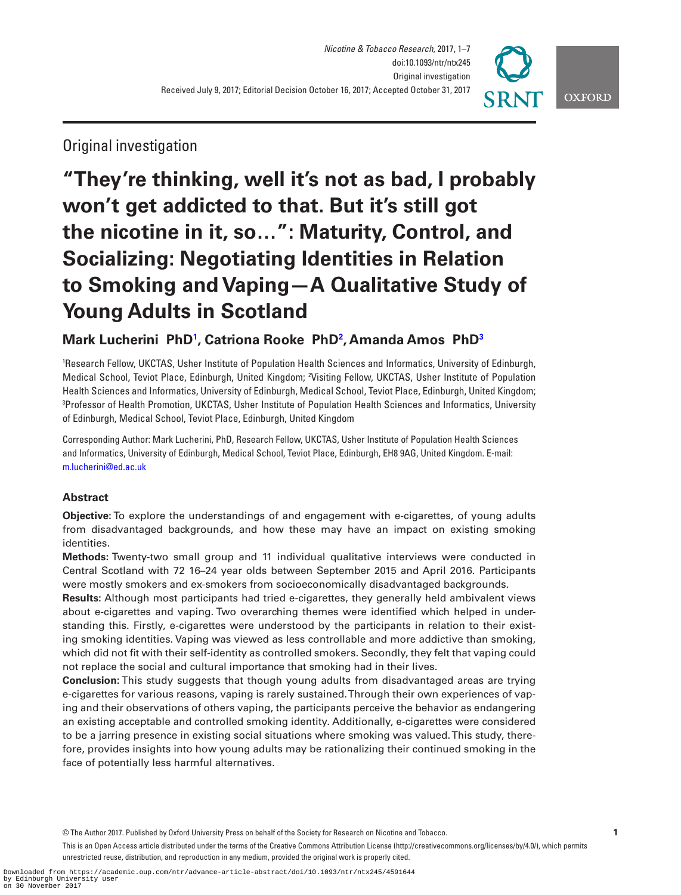Original investigation

# "They're thinking, well it's not as bad, I probably won't get addicted to that. But it's still got the nicotine in it, so…": Maturity, Control, and Socializing: Negotiating Identities in Relation to Smoking and Vaping—A Qualitative Study of Young Adults in Scotland

**Mark Lucherini PhD[1], Catriona Rooke PhD[2], Amanda Amos PhD[3]**

[1]Research Fellow, UKCTAS, Usher Institute of Population Health Sciences and Informatics, University of Edinburgh, Medical School, Teviot Place, Edinburgh, United Kingdom; [2]Visiting Fellow, UKCTAS, Usher Institute of Population Health Sciences and Informatics, University of Edinburgh, Medical School, Teviot Place, Edinburgh, United Kingdom; [3]Professor of Health Promotion, UKCTAS, Usher Institute of Population Health Sciences and Informatics, University of Edinburgh, Medical School, Teviot Place, Edinburgh, United Kingdom

Corresponding Author: Mark Lucherini, PhD, Research Fellow, UKCTAS, Usher Institute of Population Health Sciences and Informatics, University of Edinburgh, Medical School, Teviot Place, Edinburgh, EH8 9AG, United Kingdom. E-mail: m.lucherini@ed.ac.uk

## Abstract

**Objective:** To explore the understandings of and engagement with e-cigarettes, of young adults from disadvantaged backgrounds, and how these may have an impact on existing smoking identities.

**Methods:** Twenty-two small group and 11 individual qualitative interviews were conducted in Central Scotland with 72 16–24 year olds between September 2015 and April 2016. Participants were mostly smokers and ex-smokers from socioeconomically disadvantaged backgrounds.

**Results:** Although most participants had tried e-cigarettes, they generally held ambivalent views about e-cigarettes and vaping. Two overarching themes were identified which helped in understanding this. Firstly, e-cigarettes were understood by the participants in relation to their existing smoking identities. Vaping was viewed as less controllable and more addictive than smoking, which did not fit with their self-identity as controlled smokers. Secondly, they felt that vaping could not replace the social and cultural importance that smoking had in their lives.

**Conclusion:** This study suggests that though young adults from disadvantaged areas are trying e-cigarettes for various reasons, vaping is rarely sustained. Through their own experiences of vaping and their observations of others vaping, the participants perceive the behavior as endangering an existing acceptable and controlled smoking identity. Additionally, e-cigarettes were considered to be a jarring presence in existing social situations where smoking was valued. This study, therefore, provides insights into how young adults may be rationalizing their continued smoking in the face of potentially less harmful alternatives.

© The Author 2017. Published by Oxford University Press on behalf of the Society for Research on Nicotine and Tobacco.

This is an Open Access article distributed under the terms of the Creative Commons Attribution License (http://creativecommons.org/licenses/by/4.0/), which permits unrestricted reuse, distribution, and reproduction in any medium, provided the original work is properly cited.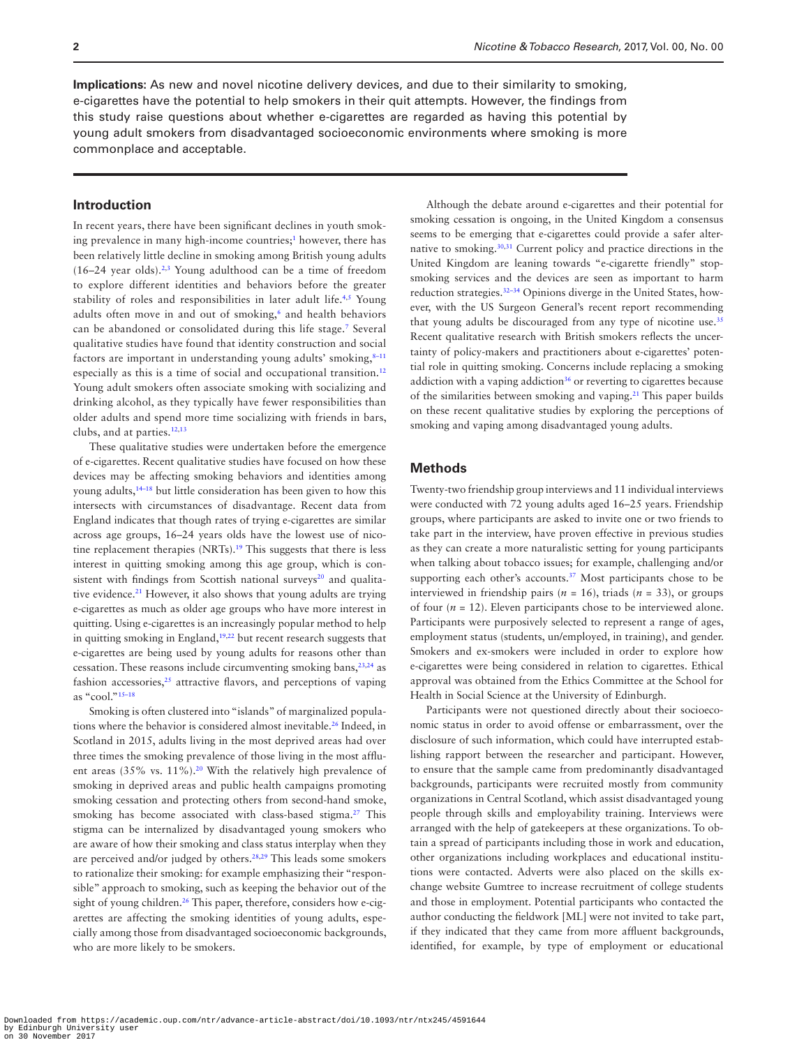**Implications:** As new and novel nicotine delivery devices, and due to their similarity to smoking, e-cigarettes have the potential to help smokers in their quit attempts. However, the findings from this study raise questions about whether e-cigarettes are regarded as having this potential by young adult smokers from disadvantaged socioeconomic environments where smoking is more commonplace and acceptable.

## Introduction

In recent years, there have been significant declines in youth smoking prevalence in many high-income countries;[1] however, there has been relatively little decline in smoking among British young adults (16–24 year olds).[2,3] Young adulthood can be a time of freedom to explore different identities and behaviors before the greater stability of roles and responsibilities in later adult life.[4,5] Young adults often move in and out of smoking,[6] and health behaviors can be abandoned or consolidated during this life stage.[7] Several qualitative studies have found that identity construction and social factors are important in understanding young adults' smoking,[8–11] especially as this is a time of social and occupational transition.[12] Young adult smokers often associate smoking with socializing and drinking alcohol, as they typically have fewer responsibilities than older adults and spend more time socializing with friends in bars, clubs, and at parties.[12,13]

These qualitative studies were undertaken before the emergence of e-cigarettes. Recent qualitative studies have focused on how these devices may be affecting smoking behaviors and identities among young adults,[14–18] but little consideration has been given to how this intersects with circumstances of disadvantage. Recent data from England indicates that though rates of trying e-cigarettes are similar across age groups, 16–24 years olds have the lowest use of nicotine replacement therapies (NRTs).[19] This suggests that there is less interest in quitting smoking among this age group, which is consistent with findings from Scottish national surveys[20] and qualitative evidence.[21] However, it also shows that young adults are trying e-cigarettes as much as older age groups who have more interest in quitting. Using e-cigarettes is an increasingly popular method to help in quitting smoking in England,[19,22] but recent research suggests that e-cigarettes are being used by young adults for reasons other than cessation. These reasons include circumventing smoking bans,[23,24] as fashion accessories,[25] attractive flavors, and perceptions of vaping as "cool."[15–18]

Smoking is often clustered into "islands" of marginalized populations where the behavior is considered almost inevitable.[26] Indeed, in Scotland in 2015, adults living in the most deprived areas had over three times the smoking prevalence of those living in the most affluent areas (35% vs. 11%).[20] With the relatively high prevalence of smoking in deprived areas and public health campaigns promoting smoking cessation and protecting others from second-hand smoke, smoking has become associated with class-based stigma.[27] This stigma can be internalized by disadvantaged young smokers who are aware of how their smoking and class status interplay when they are perceived and/or judged by others.[28,29] This leads some smokers to rationalize their smoking: for example emphasizing their "responsible" approach to smoking, such as keeping the behavior out of the sight of young children.[26] This paper, therefore, considers how e-cigarettes are affecting the smoking identities of young adults, especially among those from disadvantaged socioeconomic backgrounds, who are more likely to be smokers.

Although the debate around e-cigarettes and their potential for smoking cessation is ongoing, in the United Kingdom a consensus seems to be emerging that e-cigarettes could provide a safer alternative to smoking.[30,31] Current policy and practice directions in the United Kingdom are leaning towards "e-cigarette friendly" stop-smoking services and the devices are seen as important to harm reduction strategies.[32–34] Opinions diverge in the United States, however, with the US Surgeon General's recent report recommending that young adults be discouraged from any type of nicotine use.[35] Recent qualitative research with British smokers reflects the uncertainty of policy-makers and practitioners about e-cigarettes' potential role in quitting smoking. Concerns include replacing a smoking addiction with a vaping addiction[36] or reverting to cigarettes because of the similarities between smoking and vaping.[21] This paper builds on these recent qualitative studies by exploring the perceptions of smoking and vaping among disadvantaged young adults.

## Methods

Twenty-two friendship group interviews and 11 individual interviews were conducted with 72 young adults aged 16–25 years. Friendship groups, where participants are asked to invite one or two friends to take part in the interview, have proven effective in previous studies as they can create a more naturalistic setting for young participants when talking about tobacco issues; for example, challenging and/or supporting each other's accounts.[37] Most participants chose to be interviewed in friendship pairs ($n$ = 16), triads ($n$ = 33), or groups of four ($n$ = 12). Eleven participants chose to be interviewed alone. Participants were purposively selected to represent a range of ages, employment status (students, un/employed, in training), and gender. Smokers and ex-smokers were included in order to explore how e-cigarettes were being considered in relation to cigarettes. Ethical approval was obtained from the Ethics Committee at the School for Health in Social Science at the University of Edinburgh.

Participants were not questioned directly about their socioeconomic status in order to avoid offense or embarrassment, over the disclosure of such information, which could have interrupted establishing rapport between the researcher and participant. However, to ensure that the sample came from predominantly disadvantaged backgrounds, participants were recruited mostly from community organizations in Central Scotland, which assist disadvantaged young people through skills and employability training. Interviews were arranged with the help of gatekeepers at these organizations. To obtain a spread of participants including those in work and education, other organizations including workplaces and educational institutions were contacted. Adverts were also placed on the skills exchange website Gumtree to increase recruitment of college students and those in employment. Potential participants who contacted the author conducting the fieldwork [ML] were not invited to take part, if they indicated that they came from more affluent backgrounds, identified, for example, by type of employment or educational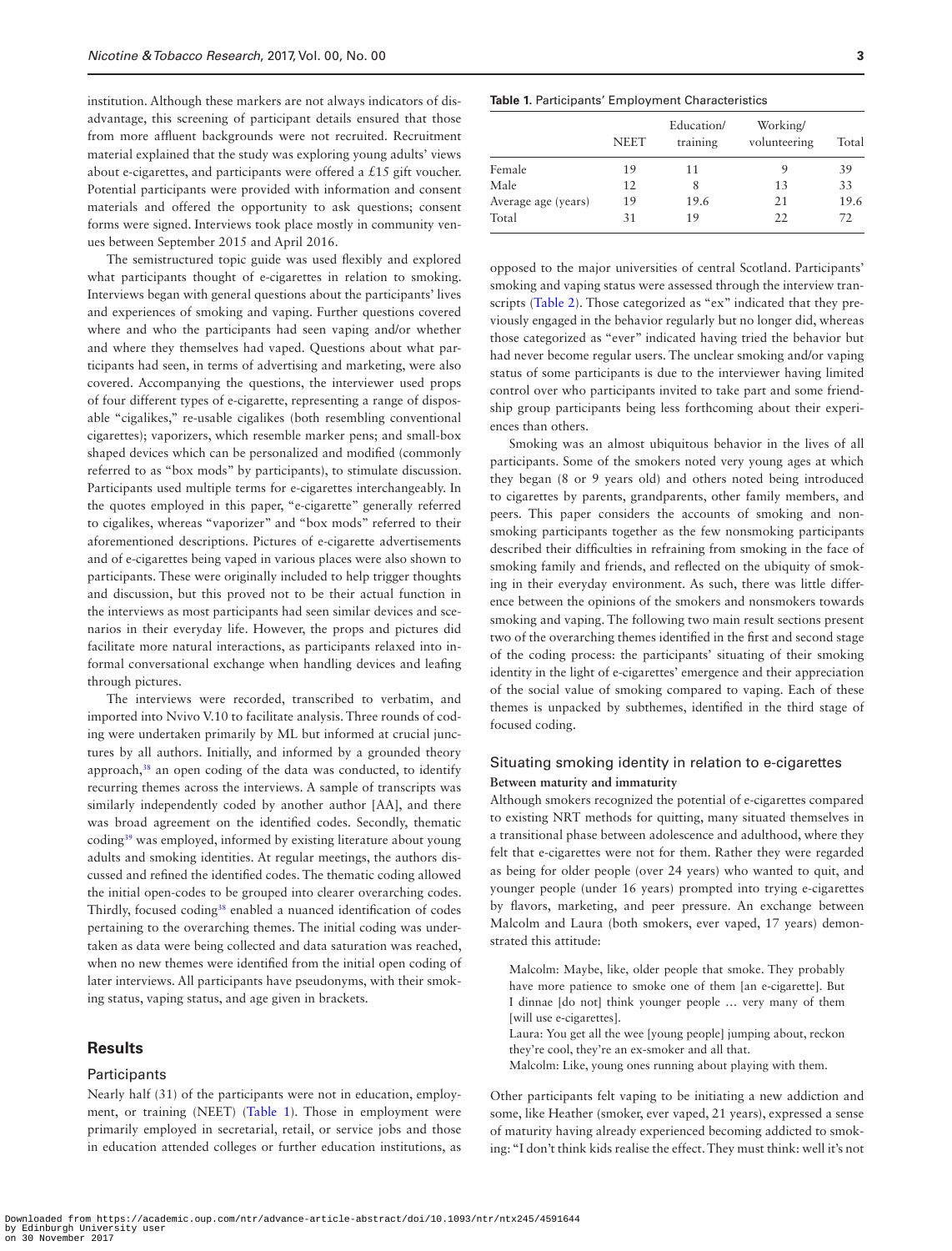institution. Although these markers are not always indicators of disadvantage, this screening of participant details ensured that those from more affluent backgrounds were not recruited. Recruitment material explained that the study was exploring young adults' views about e-cigarettes, and participants were offered a £15 gift voucher. Potential participants were provided with information and consent materials and offered the opportunity to ask questions; consent forms were signed. Interviews took place mostly in community venues between September 2015 and April 2016.

The semistructured topic guide was used flexibly and explored what participants thought of e-cigarettes in relation to smoking. Interviews began with general questions about the participants' lives and experiences of smoking and vaping. Further questions covered where and who the participants had seen vaping and/or whether and where they themselves had vaped. Questions about what participants had seen, in terms of advertising and marketing, were also covered. Accompanying the questions, the interviewer used props of four different types of e-cigarette, representing a range of disposable "cigalikes," re-usable cigalikes (both resembling conventional cigarettes); vaporizers, which resemble marker pens; and small-box shaped devices which can be personalized and modified (commonly referred to as "box mods" by participants), to stimulate discussion. Participants used multiple terms for e-cigarettes interchangeably. In the quotes employed in this paper, "e-cigarette" generally referred to cigalikes, whereas "vaporizer" and "box mods" referred to their aforementioned descriptions. Pictures of e-cigarette advertisements and of e-cigarettes being vaped in various places were also shown to participants. These were originally included to help trigger thoughts and discussion, but this proved not to be their actual function in the interviews as most participants had seen similar devices and scenarios in their everyday life. However, the props and pictures did facilitate more natural interactions, as participants relaxed into informal conversational exchange when handling devices and leafing through pictures.

The interviews were recorded, transcribed to verbatim, and imported into Nvivo V.10 to facilitate analysis. Three rounds of coding were undertaken primarily by ML but informed at crucial junctures by all authors. Initially, and informed by a grounded theory approach,[38] an open coding of the data was conducted, to identify recurring themes across the interviews. A sample of transcripts was similarly independently coded by another author [AA], and there was broad agreement on the identified codes. Secondly, thematic coding[39] was employed, informed by existing literature about young adults and smoking identities. At regular meetings, the authors discussed and refined the identified codes. The thematic coding allowed the initial open-codes to be grouped into clearer overarching codes. Thirdly, focused coding[38] enabled a nuanced identification of codes pertaining to the overarching themes. The initial coding was undertaken as data were being collected and data saturation was reached, when no new themes were identified from the initial open coding of later interviews. All participants have pseudonyms, with their smoking status, vaping status, and age given in brackets.

## Results

### Participants

Nearly half (31) of the participants were not in education, employment, or training (NEET) (Table 1). Those in employment were primarily employed in secretarial, retail, or service jobs and those in education attended colleges or further education institutions, as opposed to the major universities of central Scotland. Participants' smoking and vaping status were assessed through the interview transcripts (Table 2). Those categorized as "ex" indicated that they previously engaged in the behavior regularly but no longer did, whereas those categorized as "ever" indicated having tried the behavior but had never become regular users. The unclear smoking and/or vaping status of some participants is due to the interviewer having limited control over who participants invited to take part and some friendship group participants being less forthcoming about their experiences than others.

**Table 1.** Participants' Employment Characteristics

| | NEET | Education/training | Working/volunteering | Total |
|---|---|---|---|---|
| Female | 19 | 11 | 9 | 39 |
| Male | 12 | 8 | 13 | 33 |
| Average age (years) | 19 | 19.6 | 21 | 19.6 |
| Total | 31 | 19 | 22 | 72 |

Smoking was an almost ubiquitous behavior in the lives of all participants. Some of the smokers noted very young ages at which they began (8 or 9 years old) and others noted being introduced to cigarettes by parents, grandparents, other family members, and peers. This paper considers the accounts of smoking and nonsmoking participants together as the few nonsmoking participants described their difficulties in refraining from smoking in the face of smoking family and friends, and reflected on the ubiquity of smoking in their everyday environment. As such, there was little difference between the opinions of the smokers and nonsmokers towards smoking and vaping. The following two main result sections present two of the overarching themes identified in the first and second stage of the coding process: the participants' situating of their smoking identity in the light of e-cigarettes' emergence and their appreciation of the social value of smoking compared to vaping. Each of these themes is unpacked by subthemes, identified in the third stage of focused coding.

### Situating smoking identity in relation to e-cigarettes

#### Between maturity and immaturity

Although smokers recognized the potential of e-cigarettes compared to existing NRT methods for quitting, many situated themselves in a transitional phase between adolescence and adulthood, where they felt that e-cigarettes were not for them. Rather they were regarded as being for older people (over 24 years) who wanted to quit, and younger people (under 16 years) prompted into trying e-cigarettes by flavors, marketing, and peer pressure. An exchange between Malcolm and Laura (both smokers, ever vaped, 17 years) demonstrated this attitude:

> Malcolm: Maybe, like, older people that smoke. They probably have more patience to smoke one of them [an e-cigarette]. But I dinnae [do not] think younger people … very many of them [will use e-cigarettes].
>
> Laura: You get all the wee [young people] jumping about, reckon they're cool, they're an ex-smoker and all that.
>
> Malcolm: Like, young ones running about playing with them.

Other participants felt vaping to be initiating a new addiction and some, like Heather (smoker, ever vaped, 21 years), expressed a sense of maturity having already experienced becoming addicted to smoking: "I don't think kids realise the effect. They must think: well it's not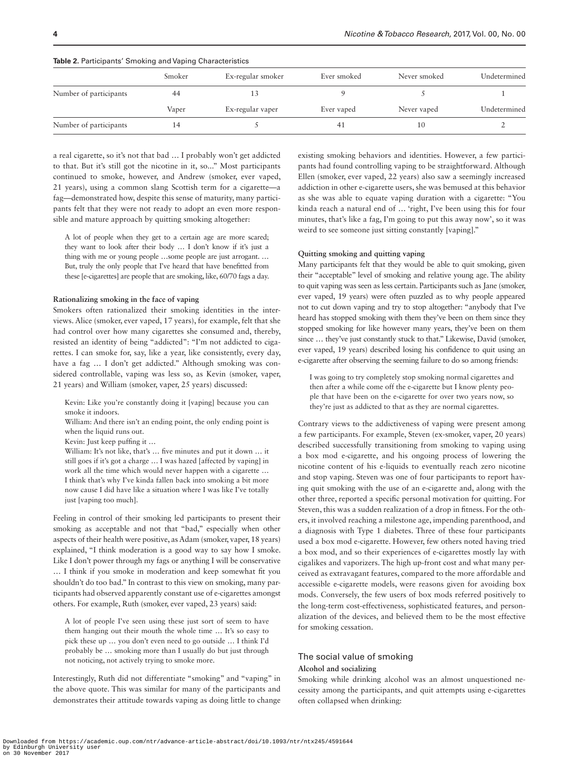**Table 2.** Participants' Smoking and Vaping Characteristics

| | Smoker | Ex-regular smoker | Ever smoked | Never smoked | Undetermined |
|---|---|---|---|---|---|
| Number of participants | 44 | 13 | 9 | 5 | 1 |
| | Vaper | Ex-regular vaper | Ever vaped | Never vaped | Undetermined |
| Number of participants | 14 | 5 | 41 | 10 | 2 |

a real cigarette, so it's not that bad … I probably won't get addicted to that. But it's still got the nicotine in it, so..." Most participants continued to smoke, however, and Andrew (smoker, ever vaped, 21 years), using a common slang Scottish term for a cigarette—a fag—demonstrated how, despite this sense of maturity, many participants felt that they were not ready to adopt an even more responsible and mature approach by quitting smoking altogether:

> A lot of people when they get to a certain age are more scared; they want to look after their body … I don't know if it's just a thing with me or young people …some people are just arrogant. … But, truly the only people that I've heard that have benefitted from these [e-cigarettes] are people that are smoking, like, 60/70 fags a day.

**Rationalizing smoking in the face of vaping**

Smokers often rationalized their smoking identities in the interviews. Alice (smoker, ever vaped, 17 years), for example, felt that she had control over how many cigarettes she consumed and, thereby, resisted an identity of being "addicted": "I'm not addicted to cigarettes. I can smoke for, say, like a year, like consistently, every day, have a fag … I don't get addicted." Although smoking was considered controllable, vaping was less so, as Kevin (smoker, vaper, 21 years) and William (smoker, vaper, 25 years) discussed:

> Kevin: Like you're constantly doing it [vaping] because you can smoke it indoors.
> William: And there isn't an ending point, the only ending point is when the liquid runs out.
> Kevin: Just keep puffing it …
> William: It's not like, that's … five minutes and put it down … it still goes if it's got a charge … I was hazed [affected by vaping] in work all the time which would never happen with a cigarette … I think that's why I've kinda fallen back into smoking a bit more now cause I did have like a situation where I was like I've totally just [vaping too much].

Feeling in control of their smoking led participants to present their smoking as acceptable and not that "bad," especially when other aspects of their health were positive, as Adam (smoker, vaper, 18 years) explained, "I think moderation is a good way to say how I smoke. Like I don't power through my fags or anything I will be conservative … I think if you smoke in moderation and keep somewhat fit you shouldn't do too bad." In contrast to this view on smoking, many participants had observed apparently constant use of e-cigarettes amongst others. For example, Ruth (smoker, ever vaped, 23 years) said:

> A lot of people I've seen using these just sort of seem to have them hanging out their mouth the whole time … It's so easy to pick these up … you don't even need to go outside … I think I'd probably be … smoking more than I usually do but just through not noticing, not actively trying to smoke more.

Interestingly, Ruth did not differentiate "smoking" and "vaping" in the above quote. This was similar for many of the participants and demonstrates their attitude towards vaping as doing little to change existing smoking behaviors and identities. However, a few participants had found controlling vaping to be straightforward. Although Ellen (smoker, ever vaped, 22 years) also saw a seemingly increased addiction in other e-cigarette users, she was bemused at this behavior as she was able to equate vaping duration with a cigarette: "You kinda reach a natural end of … 'right, I've been using this for four minutes, that's like a fag, I'm going to put this away now', so it was weird to see someone just sitting constantly [vaping]."

**Quitting smoking and quitting vaping**

Many participants felt that they would be able to quit smoking, given their "acceptable" level of smoking and relative young age. The ability to quit vaping was seen as less certain. Participants such as Jane (smoker, ever vaped, 19 years) were often puzzled as to why people appeared not to cut down vaping and try to stop altogether: "anybody that I've heard has stopped smoking with them they've been on them since they stopped smoking for like however many years, they've been on them since … they've just constantly stuck to that." Likewise, David (smoker, ever vaped, 19 years) described losing his confidence to quit using an e-cigarette after observing the seeming failure to do so among friends:

> I was going to try completely stop smoking normal cigarettes and then after a while come off the e-cigarette but I know plenty people that have been on the e-cigarette for over two years now, so they're just as addicted to that as they are normal cigarettes.

Contrary views to the addictiveness of vaping were present among a few participants. For example, Steven (ex-smoker, vaper, 20 years) described successfully transitioning from smoking to vaping using a box mod e-cigarette, and his ongoing process of lowering the nicotine content of his e-liquids to eventually reach zero nicotine and stop vaping. Steven was one of four participants to report having quit smoking with the use of an e-cigarette and, along with the other three, reported a specific personal motivation for quitting. For Steven, this was a sudden realization of a drop in fitness. For the others, it involved reaching a milestone age, impending parenthood, and a diagnosis with Type 1 diabetes. Three of these four participants used a box mod e-cigarette. However, few others noted having tried a box mod, and so their experiences of e-cigarettes mostly lay with cigalikes and vaporizers. The high up-front cost and what many perceived as extravagant features, compared to the more affordable and accessible e-cigarette models, were reasons given for avoiding box mods. Conversely, the few users of box mods referred positively to the long-term cost-effectiveness, sophisticated features, and personalization of the devices, and believed them to be the most effective for smoking cessation.

## The social value of smoking

**Alcohol and socializing**

Smoking while drinking alcohol was an almost unquestioned necessity among the participants, and quit attempts using e-cigarettes often collapsed when drinking: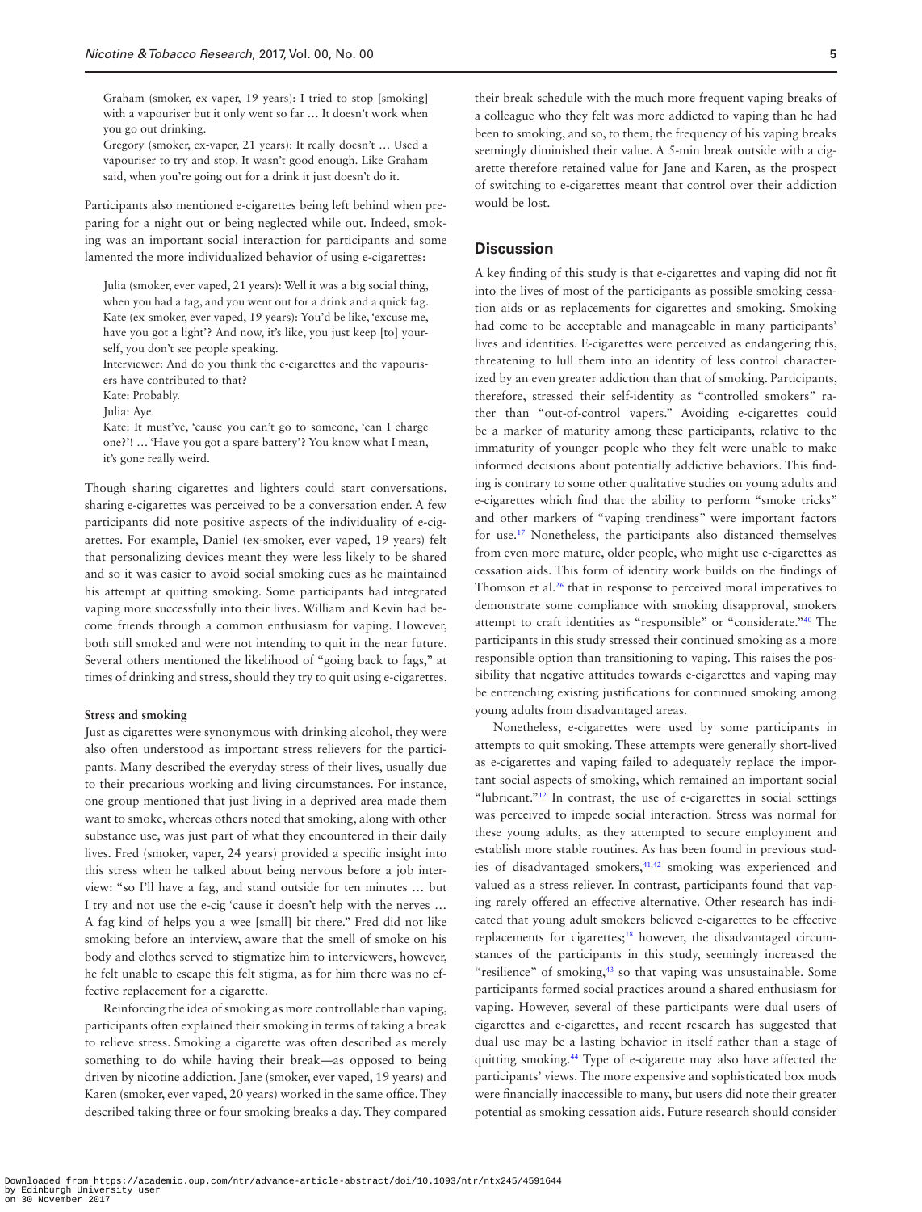> Graham (smoker, ex-vaper, 19 years): I tried to stop [smoking] with a vapouriser but it only went so far … It doesn't work when you go out drinking.
> Gregory (smoker, ex-vaper, 21 years): It really doesn't … Used a vapouriser to try and stop. It wasn't good enough. Like Graham said, when you're going out for a drink it just doesn't do it.

Participants also mentioned e-cigarettes being left behind when preparing for a night out or being neglected while out. Indeed, smoking was an important social interaction for participants and some lamented the more individualized behavior of using e-cigarettes:

> Julia (smoker, ever vaped, 21 years): Well it was a big social thing, when you had a fag, and you went out for a drink and a quick fag.
> Kate (ex-smoker, ever vaped, 19 years): You'd be like, 'excuse me, have you got a light'? And now, it's like, you just keep [to] yourself, you don't see people speaking.
> Interviewer: And do you think the e-cigarettes and the vapourisers have contributed to that?
> Kate: Probably.
> Julia: Aye.
> Kate: It must've, 'cause you can't go to someone, 'can I charge one?'! … 'Have you got a spare battery'? You know what I mean, it's gone really weird.

Though sharing cigarettes and lighters could start conversations, sharing e-cigarettes was perceived to be a conversation ender. A few participants did note positive aspects of the individuality of e-cigarettes. For example, Daniel (ex-smoker, ever vaped, 19 years) felt that personalizing devices meant they were less likely to be shared and so it was easier to avoid social smoking cues as he maintained his attempt at quitting smoking. Some participants had integrated vaping more successfully into their lives. William and Kevin had become friends through a common enthusiasm for vaping. However, both still smoked and were not intending to quit in the near future. Several others mentioned the likelihood of "going back to fags," at times of drinking and stress, should they try to quit using e-cigarettes.

#### Stress and smoking

Just as cigarettes were synonymous with drinking alcohol, they were also often understood as important stress relievers for the participants. Many described the everyday stress of their lives, usually due to their precarious working and living circumstances. For instance, one group mentioned that just living in a deprived area made them want to smoke, whereas others noted that smoking, along with other substance use, was just part of what they encountered in their daily lives. Fred (smoker, vaper, 24 years) provided a specific insight into this stress when he talked about being nervous before a job interview: "so I'll have a fag, and stand outside for ten minutes … but I try and not use the e-cig 'cause it doesn't help with the nerves … A fag kind of helps you a wee [small] bit there." Fred did not like smoking before an interview, aware that the smell of smoke on his body and clothes served to stigmatize him to interviewers, however, he felt unable to escape this felt stigma, as for him there was no effective replacement for a cigarette.

Reinforcing the idea of smoking as more controllable than vaping, participants often explained their smoking in terms of taking a break to relieve stress. Smoking a cigarette was often described as merely something to do while having their break—as opposed to being driven by nicotine addiction. Jane (smoker, ever vaped, 19 years) and Karen (smoker, ever vaped, 20 years) worked in the same office. They described taking three or four smoking breaks a day. They compared their break schedule with the much more frequent vaping breaks of a colleague who they felt was more addicted to vaping than he had been to smoking, and so, to them, the frequency of his vaping breaks seemingly diminished their value. A 5-min break outside with a cigarette therefore retained value for Jane and Karen, as the prospect of switching to e-cigarettes meant that control over their addiction would be lost.

## Discussion

A key finding of this study is that e-cigarettes and vaping did not fit into the lives of most of the participants as possible smoking cessation aids or as replacements for cigarettes and smoking. Smoking had come to be acceptable and manageable in many participants' lives and identities. E-cigarettes were perceived as endangering this, threatening to lull them into an identity of less control characterized by an even greater addiction than that of smoking. Participants, therefore, stressed their self-identity as "controlled smokers" rather than "out-of-control vapers." Avoiding e-cigarettes could be a marker of maturity among these participants, relative to the immaturity of younger people who they felt were unable to make informed decisions about potentially addictive behaviors. This finding is contrary to some other qualitative studies on young adults and e-cigarettes which find that the ability to perform "smoke tricks" and other markers of "vaping trendiness" were important factors for use.[17] Nonetheless, the participants also distanced themselves from even more mature, older people, who might use e-cigarettes as cessation aids. This form of identity work builds on the findings of Thomson et al.[26] that in response to perceived moral imperatives to demonstrate some compliance with smoking disapproval, smokers attempt to craft identities as "responsible" or "considerate."[40] The participants in this study stressed their continued smoking as a more responsible option than transitioning to vaping. This raises the possibility that negative attitudes towards e-cigarettes and vaping may be entrenching existing justifications for continued smoking among young adults from disadvantaged areas.

Nonetheless, e-cigarettes were used by some participants in attempts to quit smoking. These attempts were generally short-lived as e-cigarettes and vaping failed to adequately replace the important social aspects of smoking, which remained an important social "lubricant."[12] In contrast, the use of e-cigarettes in social settings was perceived to impede social interaction. Stress was normal for these young adults, as they attempted to secure employment and establish more stable routines. As has been found in previous studies of disadvantaged smokers,[41,42] smoking was experienced and valued as a stress reliever. In contrast, participants found that vaping rarely offered an effective alternative. Other research has indicated that young adult smokers believed e-cigarettes to be effective replacements for cigarettes;[18] however, the disadvantaged circumstances of the participants in this study, seemingly increased the "resilience" of smoking,[43] so that vaping was unsustainable. Some participants formed social practices around a shared enthusiasm for vaping. However, several of these participants were dual users of cigarettes and e-cigarettes, and recent research has suggested that dual use may be a lasting behavior in itself rather than a stage of quitting smoking.[44] Type of e-cigarette may also have affected the participants' views. The more expensive and sophisticated box mods were financially inaccessible to many, but users did note their greater potential as smoking cessation aids. Future research should consider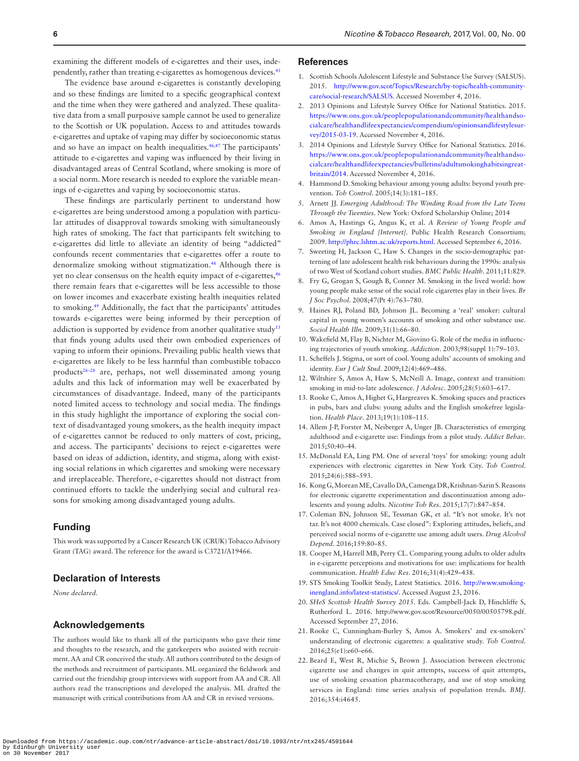examining the different models of e-cigarettes and their uses, independently, rather than treating e-cigarettes as homogenous devices.[45]

The evidence base around e-cigarettes is constantly developing and so these findings are limited to a specific geographical context and the time when they were gathered and analyzed. These qualitative data from a small purposive sample cannot be used to generalize to the Scottish or UK population. Access to and attitudes towards e-cigarettes and uptake of vaping may differ by socioeconomic status and so have an impact on health inequalities.[46,47] The participants' attitude to e-cigarettes and vaping was influenced by their living in disadvantaged areas of Central Scotland, where smoking is more of a social norm. More research is needed to explore the variable meanings of e-cigarettes and vaping by socioeconomic status.

These findings are particularly pertinent to understand how e-cigarettes are being understood among a population with particular attitudes of disapproval towards smoking with simultaneously high rates of smoking. The fact that participants felt switching to e-cigarettes did little to alleviate an identity of being "addicted" confounds recent commentaries that e-cigarettes offer a route to denormalize smoking without stigmatization.[48] Although there is yet no clear consensus on the health equity impact of e-cigarettes,[46] there remain fears that e-cigarettes will be less accessible to those on lower incomes and exacerbate existing health inequities related to smoking.[49] Additionally, the fact that the participants' attitudes towards e-cigarettes were being informed by their perception of addiction is supported by evidence from another qualitative study[15] that finds young adults used their own embodied experiences of vaping to inform their opinions. Prevailing public health views that e-cigarettes are likely to be less harmful than combustible tobacco products[26–28] are, perhaps, not well disseminated among young adults and this lack of information may well be exacerbated by circumstances of disadvantage. Indeed, many of the participants noted limited access to technology and social media. The findings in this study highlight the importance of exploring the social context of disadvantaged young smokers, as the health inequity impact of e-cigarettes cannot be reduced to only matters of cost, pricing, and access. The participants' decisions to reject e-cigarettes were based on ideas of addiction, identity, and stigma, along with existing social relations in which cigarettes and smoking were necessary and irreplaceable. Therefore, e-cigarettes should not distract from continued efforts to tackle the underlying social and cultural reasons for smoking among disadvantaged young adults.

## Funding

This work was supported by a Cancer Research UK (CRUK) Tobacco Advisory Grant (TAG) award. The reference for the award is C3721/A19466.

## Declaration of Interests

*None declared.*

## Acknowledgements

The authors would like to thank all of the participants who gave their time and thoughts to the research, and the gatekeepers who assisted with recruitment. AA and CR conceived the study. All authors contributed to the design of the methods and recruitment of participants. ML organized the fieldwork and carried out the friendship group interviews with support from AA and CR. All authors read the transcriptions and developed the analysis. ML drafted the manuscript with critical contributions from AA and CR in revised versions.

## References

1. Scottish Schools Adolescent Lifestyle and Substance Use Survey (SALSUS). 2015. http://www.gov.scot/Topics/Research/by-topic/health-community-care/social-research/SALSUS. Accessed November 4, 2016.
2. 2013 Opinions and Lifestyle Survey Office for National Statistics. 2015. https://www.ons.gov.uk/peoplepopulationandcommunity/healthandsocialcare/healthandlifeexpectancies/compendium/opinionsandlifestylesurvey/2015-03-19. Accessed November 4, 2016.
3. 2014 Opinions and Lifestyle Survey Office for National Statistics. 2016. https://www.ons.gov.uk/peoplepopulationandcommunity/healthandsocialcare/healthandlifeexpectancies/bulletins/adultsmokinghabitsingreatbritain/2014. Accessed November 4, 2016.
4. Hammond D. Smoking behaviour among young adults: beyond youth prevention. *Tob Control*. 2005;14(3):181–185.
5. Arnett JJ. *Emerging Adulthood: The Winding Road from the Late Teens Through the Twenties*. New York: Oxford Scholarship Online; 2014
6. Amos A, Hastings G, Angus K, et al. *A Review of Young People and Smoking in England [Internet]*. Public Health Research Consortium; 2009. http://phrc.lshtm.ac.uk/reports.html. Accessed September 6, 2016.
7. Sweeting H, Jackson C, Haw S. Changes in the socio-demographic patterning of late adolescent health risk behaviours during the 1990s: analysis of two West of Scotland cohort studies. *BMC Public Health*. 2011;11:829.
8. Fry G, Grogan S, Gough B, Conner M. Smoking in the lived world: how young people make sense of the social role cigarettes play in their lives. *Br J Soc Psychol*. 2008;47(Pt 4):763–780.
9. Haines RJ, Poland BD, Johnson JL. Becoming a 'real' smoker: cultural capital in young women's accounts of smoking and other substance use. *Sociol Health Illn*. 2009;31(1):66–80.
10. Wakefield M, Flay B, Nichter M, Giovino G. Role of the media in influencing trajectories of youth smoking. *Addiction*. 2003;98(suppl 1):79–103.
11. Scheffels J. Stigma, or sort of cool. Young adults' accounts of smoking and identity. *Eur J Cult Stud*. 2009;12(4):469–486.
12. Wiltshire S, Amos A, Haw S, McNeill A. Image, context and transition: smoking in mid-to-late adolescence. *J Adolesc*. 2005;28(5):603–617.
13. Rooke C, Amos A, Highet G, Hargreaves K. Smoking spaces and practices in pubs, bars and clubs: young adults and the English smokefree legislation. *Health Place*. 2013;19(1):108–115.
14. Allem J-P, Forster M, Neiberger A, Unger JB. Characteristics of emerging adulthood and e-cigarette use: Findings from a pilot study. *Addict Behav*. 2015;50:40–44.
15. McDonald EA, Ling PM. One of several 'toys' for smoking: young adult experiences with electronic cigarettes in New York City. *Tob Control*. 2015;24(6):588–593.
16. Kong G, Morean ME, Cavallo DA, Camenga DR, Krishnan-Sarin S. Reasons for electronic cigarette experimentation and discontinuation among adolescents and young adults. *Nicotine Tob Res*. 2015;17(7):847–854.
17. Coleman BN, Johnson SE, Tessman GK, et al. "It's not smoke. It's not tar. It's not 4000 chemicals. Case closed": Exploring attitudes, beliefs, and perceived social norms of e-cigarette use among adult users. *Drug Alcohol Depend*. 2016;159:80–85.
18. Cooper M, Harrell MB, Perry CL. Comparing young adults to older adults in e-cigarette perceptions and motivations for use: implications for health communication. *Health Educ Res*. 2016;31(4):429–438.
19. STS Smoking Toolkit Study, Latest Statistics. 2016. http://www.smokinginengland.info/latest-statistics/. Accessed August 23, 2016.
20. *SHeS Scottish Health Survey 2015*. Eds. Campbell-Jack D, Hinchliffe S, Rutherford L. 2016. http://www.gov.scot/Resource/0050/00505798.pdf. Accessed September 27, 2016.
21. Rooke C, Cunningham-Burley S, Amos A. Smokers' and ex-smokers' understanding of electronic cigarettes: a qualitative study. *Tob Control*. 2016;25(e1):e60–e66.
22. Beard E, West R, Michie S, Brown J. Association between electronic cigarette use and changes in quit attempts, success of quit attempts, use of smoking cessation pharmacotherapy, and use of stop smoking services in England: time series analysis of population trends. *BMJ*. 2016;354:i4645.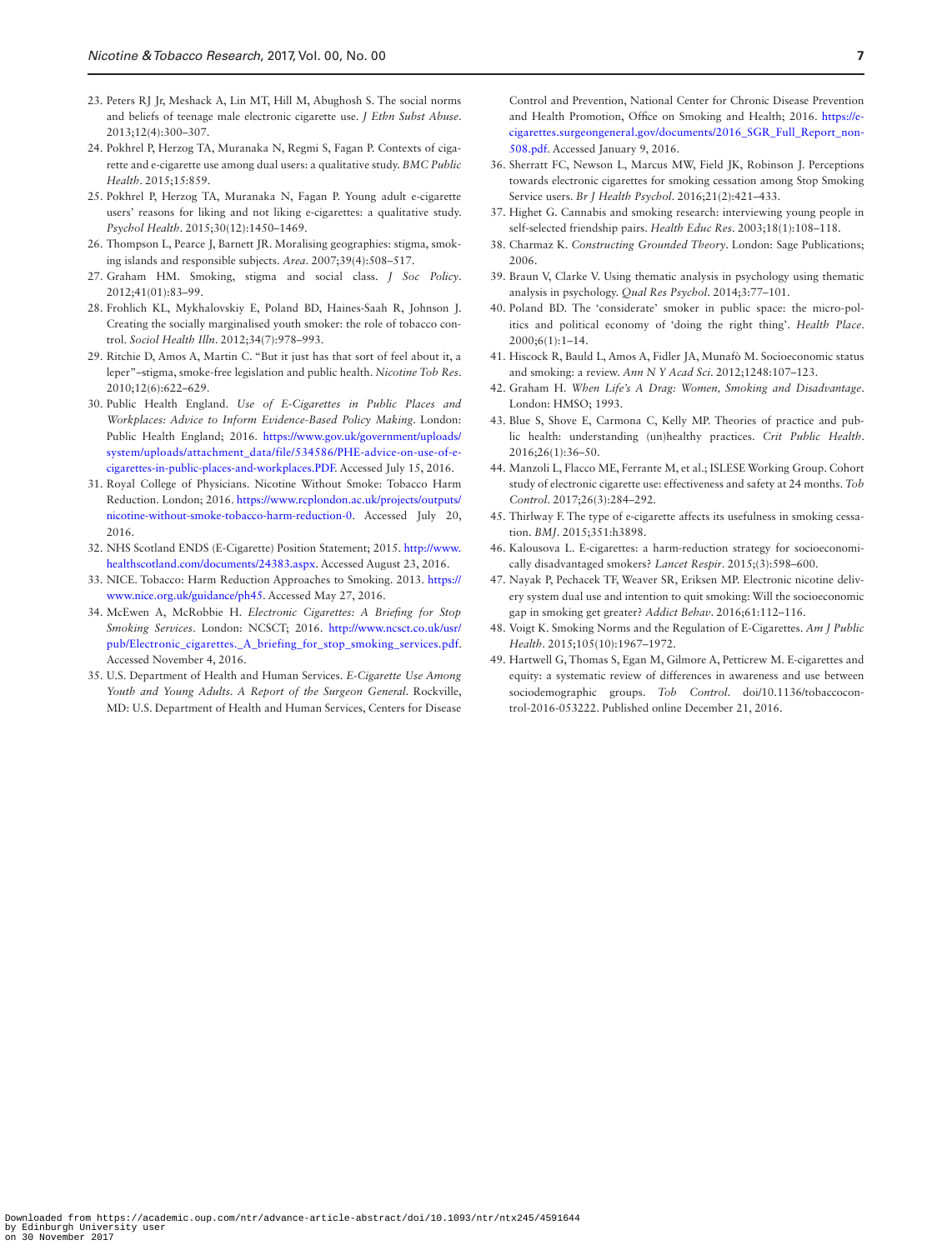23. Peters RJ Jr, Meshack A, Lin MT, Hill M, Abughosh S. The social norms and beliefs of teenage male electronic cigarette use. *J Ethn Subst Abuse*. 2013;12(4):300–307.
24. Pokhrel P, Herzog TA, Muranaka N, Regmi S, Fagan P. Contexts of cigarette and e-cigarette use among dual users: a qualitative study. *BMC Public Health*. 2015;15:859.
25. Pokhrel P, Herzog TA, Muranaka N, Fagan P. Young adult e-cigarette users' reasons for liking and not liking e-cigarettes: a qualitative study. *Psychol Health*. 2015;30(12):1450–1469.
26. Thompson L, Pearce J, Barnett JR. Moralising geographies: stigma, smoking islands and responsible subjects. *Area*. 2007;39(4):508–517.
27. Graham HM. Smoking, stigma and social class. *J Soc Policy*. 2012;41(01):83–99.
28. Frohlich KL, Mykhalovskiy E, Poland BD, Haines-Saah R, Johnson J. Creating the socially marginalised youth smoker: the role of tobacco control. *Sociol Health Illn*. 2012;34(7):978–993.
29. Ritchie D, Amos A, Martin C. "But it just has that sort of feel about it, a leper"–stigma, smoke-free legislation and public health. *Nicotine Tob Res*. 2010;12(6):622–629.
30. Public Health England. *Use of E-Cigarettes in Public Places and Workplaces: Advice to Inform Evidence-Based Policy Making*. London: Public Health England; 2016. https://www.gov.uk/government/uploads/system/uploads/attachment_data/file/534586/PHE-advice-on-use-of-e-cigarettes-in-public-places-and-workplaces.PDF. Accessed July 15, 2016.
31. Royal College of Physicians. Nicotine Without Smoke: Tobacco Harm Reduction. London; 2016. https://www.rcplondon.ac.uk/projects/outputs/nicotine-without-smoke-tobacco-harm-reduction-0. Accessed July 20, 2016.
32. NHS Scotland ENDS (E-Cigarette) Position Statement; 2015. http://www.healthscotland.com/documents/24383.aspx. Accessed August 23, 2016.
33. NICE. Tobacco: Harm Reduction Approaches to Smoking. 2013. https://www.nice.org.uk/guidance/ph45. Accessed May 27, 2016.
34. McEwen A, McRobbie H. *Electronic Cigarettes: A Briefing for Stop Smoking Services*. London: NCSCT; 2016. http://www.ncsct.co.uk/usr/pub/Electronic_cigarettes._A_briefing_for_stop_smoking_services.pdf. Accessed November 4, 2016.
35. U.S. Department of Health and Human Services. *E-Cigarette Use Among Youth and Young Adults. A Report of the Surgeon General*. Rockville, MD: U.S. Department of Health and Human Services, Centers for Disease Control and Prevention, National Center for Chronic Disease Prevention and Health Promotion, Office on Smoking and Health; 2016. https://e-cigarettes.surgeongeneral.gov/documents/2016_SGR_Full_Report_non-508.pdf. Accessed January 9, 2016.
36. Sherratt FC, Newson L, Marcus MW, Field JK, Robinson J. Perceptions towards electronic cigarettes for smoking cessation among Stop Smoking Service users. *Br J Health Psychol*. 2016;21(2):421–433.
37. Highet G. Cannabis and smoking research: interviewing young people in self-selected friendship pairs. *Health Educ Res*. 2003;18(1):108–118.
38. Charmaz K. *Constructing Grounded Theory*. London: Sage Publications; 2006.
39. Braun V, Clarke V. Using thematic analysis in psychology using thematic analysis in psychology. *Qual Res Psychol*. 2014;3:77–101.
40. Poland BD. The 'considerate' smoker in public space: the micro-politics and political economy of 'doing the right thing'. *Health Place*. 2000;6(1):1–14.
41. Hiscock R, Bauld L, Amos A, Fidler JA, Munafò M. Socioeconomic status and smoking: a review. *Ann N Y Acad Sci*. 2012;1248:107–123.
42. Graham H. *When Life's A Drag: Women, Smoking and Disadvantage*. London: HMSO; 1993.
43. Blue S, Shove E, Carmona C, Kelly MP. Theories of practice and public health: understanding (un)healthy practices. *Crit Public Health*. 2016;26(1):36–50.
44. Manzoli L, Flacco ME, Ferrante M, et al.; ISLESE Working Group. Cohort study of electronic cigarette use: effectiveness and safety at 24 months. *Tob Control*. 2017;26(3):284–292.
45. Thirlway F. The type of e-cigarette affects its usefulness in smoking cessation. *BMJ*. 2015;351:h3898.
46. Kalousova L. E-cigarettes: a harm-reduction strategy for socioeconomically disadvantaged smokers? *Lancet Respir*. 2015;(3):598–600.
47. Nayak P, Pechacek TF, Weaver SR, Eriksen MP. Electronic nicotine delivery system dual use and intention to quit smoking: Will the socioeconomic gap in smoking get greater? *Addict Behav*. 2016;61:112–116.
48. Voigt K. Smoking Norms and the Regulation of E-Cigarettes. *Am J Public Health*. 2015;105(10):1967–1972.
49. Hartwell G, Thomas S, Egan M, Gilmore A, Petticrew M. E-cigarettes and equity: a systematic review of differences in awareness and use between sociodemographic groups. *Tob Control*. doi/10.1136/tobaccocontrol-2016-053222. Published online December 21, 2016.